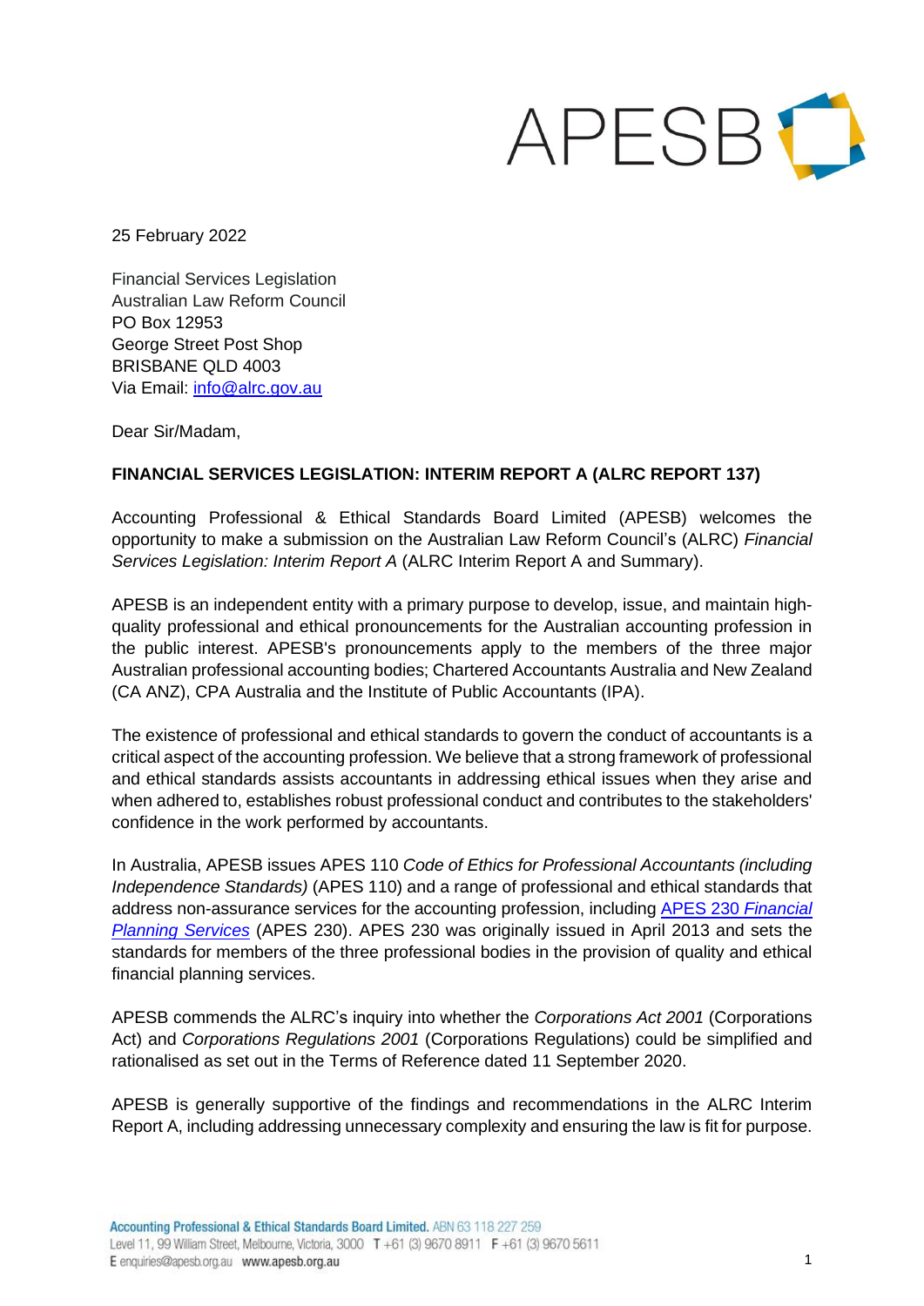25 February 2022

Financial Services Legislation
Australian Law Reform Council
PO Box 12953
George Street Post Shop
BRISBANE QLD 4003
Via Email: [info@alrc.gov.au](mailto:info@alrc.gov.au)

Dear Sir/Madam,

**FINANCIAL SERVICES LEGISLATION: INTERIM REPORT A (ALRC REPORT 137)**

Accounting Professional & Ethical Standards Board Limited (APESB) welcomes the opportunity to make a submission on the Australian Law Reform Council's (ALRC) *Financial Services Legislation: Interim Report A* (ALRC Interim Report A and Summary).

APESB is an independent entity with a primary purpose to develop, issue, and maintain high-quality professional and ethical pronouncements for the Australian accounting profession in the public interest. APESB's pronouncements apply to the members of the three major Australian professional accounting bodies; Chartered Accountants Australia and New Zealand (CA ANZ), CPA Australia and the Institute of Public Accountants (IPA).

The existence of professional and ethical standards to govern the conduct of accountants is a critical aspect of the accounting profession. We believe that a strong framework of professional and ethical standards assists accountants in addressing ethical issues when they arise and when adhered to, establishes robust professional conduct and contributes to the stakeholders' confidence in the work performed by accountants.

In Australia, APESB issues APES 110 *Code of Ethics for Professional Accountants (including Independence Standards)* (APES 110) and a range of professional and ethical standards that address non-assurance services for the accounting profession, including APES 230 *Financial Planning Services* (APES 230). APES 230 was originally issued in April 2013 and sets the standards for members of the three professional bodies in the provision of quality and ethical financial planning services.

APESB commends the ALRC's inquiry into whether the *Corporations Act 2001* (Corporations Act) and *Corporations Regulations 2001* (Corporations Regulations) could be simplified and rationalised as set out in the Terms of Reference dated 11 September 2020.

APESB is generally supportive of the findings and recommendations in the ALRC Interim Report A, including addressing unnecessary complexity and ensuring the law is fit for purpose.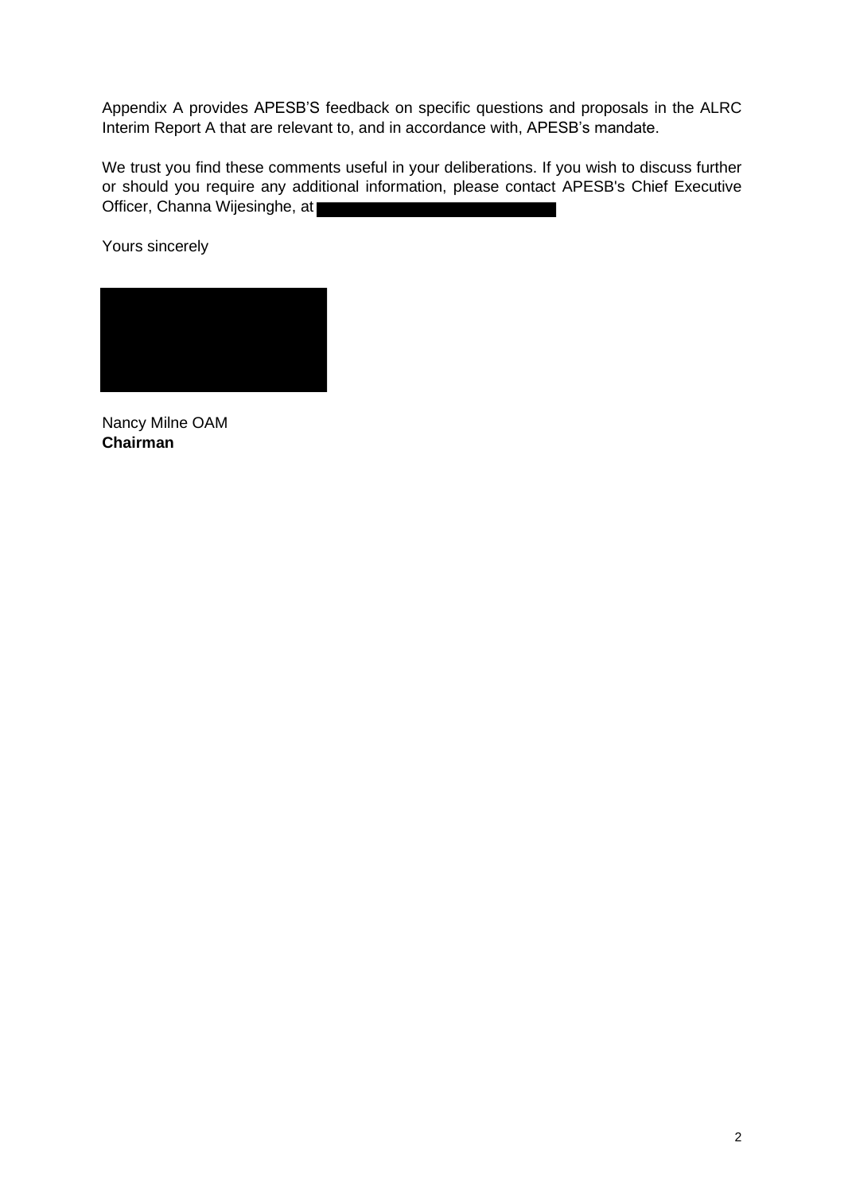Appendix A provides APESB'S feedback on specific questions and proposals in the ALRC Interim Report A that are relevant to, and in accordance with, APESB's mandate.

We trust you find these comments useful in your deliberations. If you wish to discuss further or should you require any additional information, please contact APESB's Chief Executive Officer, Channa Wijesinghe, at

Yours sincerely

Nancy Milne OAM
**Chairman**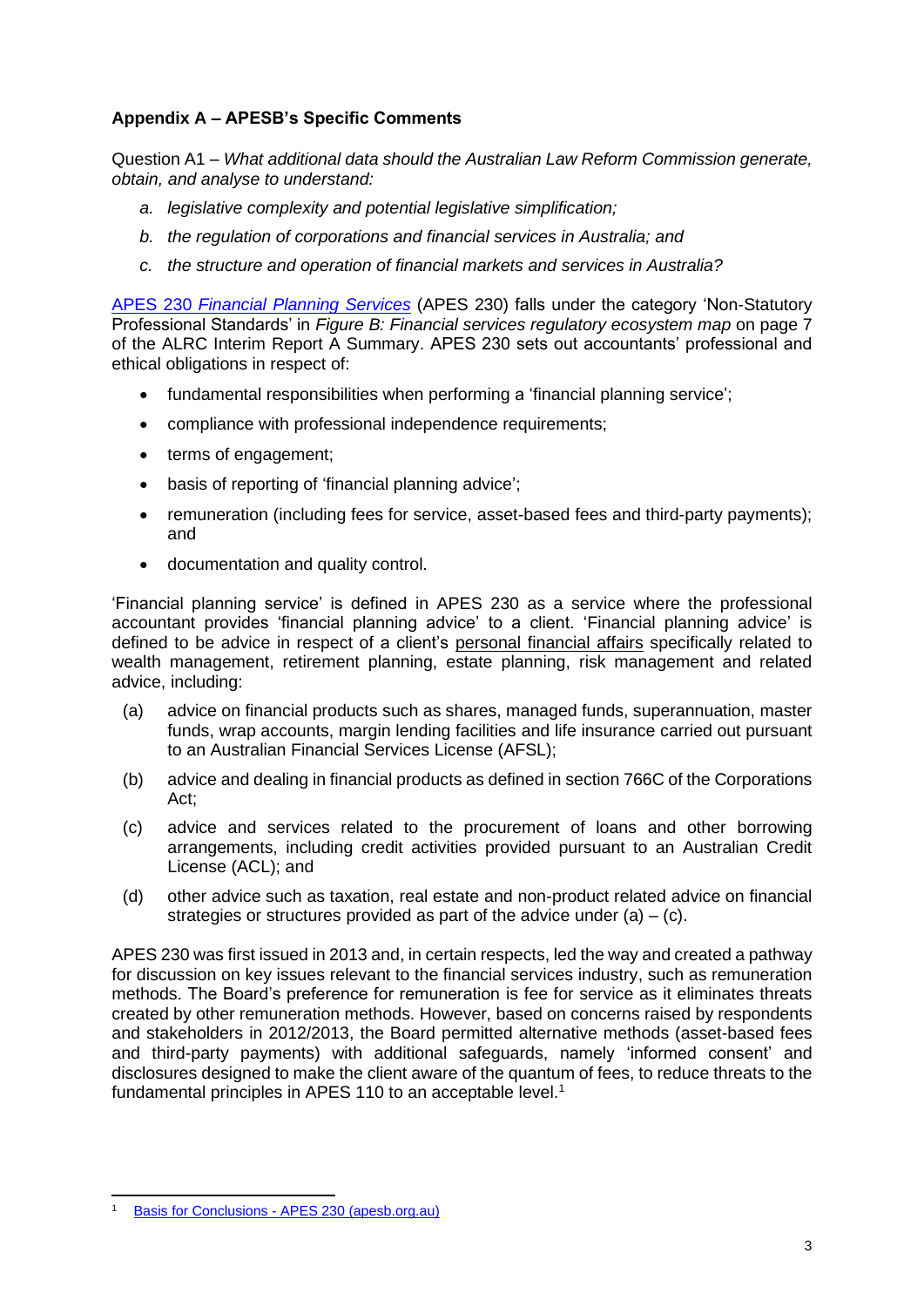## Appendix A – APESB's Specific Comments

Question A1 – *What additional data should the Australian Law Reform Commission generate, obtain, and analyse to understand:*

*a. legislative complexity and potential legislative simplification;*

*b. the regulation of corporations and financial services in Australia; and*

*c. the structure and operation of financial markets and services in Australia?*

[APES 230 *Financial Planning Services*](apesb.org.au) (APES 230) falls under the category 'Non-Statutory Professional Standards' in *Figure B: Financial services regulatory ecosystem map* on page 7 of the ALRC Interim Report A Summary. APES 230 sets out accountants' professional and ethical obligations in respect of:

- fundamental responsibilities when performing a 'financial planning service';
- compliance with professional independence requirements;
- terms of engagement;
- basis of reporting of 'financial planning advice';
- remuneration (including fees for service, asset-based fees and third-party payments); and
- documentation and quality control.

'Financial planning service' is defined in APES 230 as a service where the professional accountant provides 'financial planning advice' to a client. 'Financial planning advice' is defined to be advice in respect of a client's personal financial affairs specifically related to wealth management, retirement planning, estate planning, risk management and related advice, including:

(a) advice on financial products such as shares, managed funds, superannuation, master funds, wrap accounts, margin lending facilities and life insurance carried out pursuant to an Australian Financial Services License (AFSL);

(b) advice and dealing in financial products as defined in section 766C of the Corporations Act;

(c) advice and services related to the procurement of loans and other borrowing arrangements, including credit activities provided pursuant to an Australian Credit License (ACL); and

(d) other advice such as taxation, real estate and non-product related advice on financial strategies or structures provided as part of the advice under (a) – (c).

APES 230 was first issued in 2013 and, in certain respects, led the way and created a pathway for discussion on key issues relevant to the financial services industry, such as remuneration methods. The Board's preference for remuneration is fee for service as it eliminates threats created by other remuneration methods. However, based on concerns raised by respondents and stakeholders in 2012/2013, the Board permitted alternative methods (asset-based fees and third-party payments) with additional safeguards, namely 'informed consent' and disclosures designed to make the client aware of the quantum of fees, to reduce threats to the fundamental principles in APES 110 to an acceptable level.[1]

---

[1] Basis for Conclusions - APES 230 (apesb.org.au)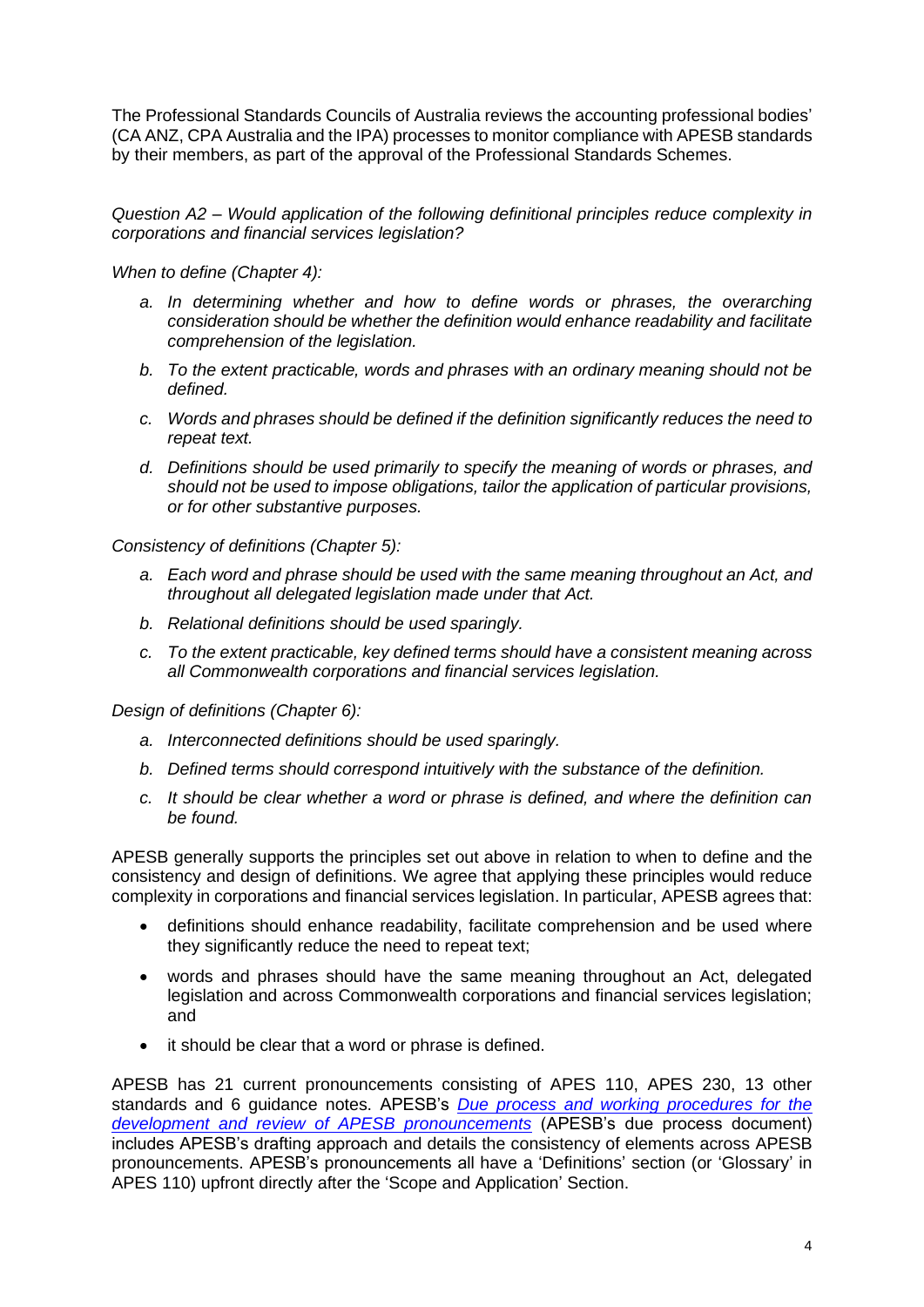The Professional Standards Councils of Australia reviews the accounting professional bodies' (CA ANZ, CPA Australia and the IPA) processes to monitor compliance with APESB standards by their members, as part of the approval of the Professional Standards Schemes.

*Question A2 – Would application of the following definitional principles reduce complexity in corporations and financial services legislation?*

*When to define (Chapter 4):*

- *a. In determining whether and how to define words or phrases, the overarching consideration should be whether the definition would enhance readability and facilitate comprehension of the legislation.*
- *b. To the extent practicable, words and phrases with an ordinary meaning should not be defined.*
- *c. Words and phrases should be defined if the definition significantly reduces the need to repeat text.*
- *d. Definitions should be used primarily to specify the meaning of words or phrases, and should not be used to impose obligations, tailor the application of particular provisions, or for other substantive purposes.*

*Consistency of definitions (Chapter 5):*

- *a. Each word and phrase should be used with the same meaning throughout an Act, and throughout all delegated legislation made under that Act.*
- *b. Relational definitions should be used sparingly.*
- *c. To the extent practicable, key defined terms should have a consistent meaning across all Commonwealth corporations and financial services legislation.*

*Design of definitions (Chapter 6):*

- *a. Interconnected definitions should be used sparingly.*
- *b. Defined terms should correspond intuitively with the substance of the definition.*
- *c. It should be clear whether a word or phrase is defined, and where the definition can be found.*

APESB generally supports the principles set out above in relation to when to define and the consistency and design of definitions. We agree that applying these principles would reduce complexity in corporations and financial services legislation. In particular, APESB agrees that:

- definitions should enhance readability, facilitate comprehension and be used where they significantly reduce the need to repeat text;
- words and phrases should have the same meaning throughout an Act, delegated legislation and across Commonwealth corporations and financial services legislation; and
- it should be clear that a word or phrase is defined.

APESB has 21 current pronouncements consisting of APES 110, APES 230, 13 other standards and 6 guidance notes. APESB's *Due process and working procedures for the development and review of APESB pronouncements* (APESB's due process document) includes APESB's drafting approach and details the consistency of elements across APESB pronouncements. APESB's pronouncements all have a 'Definitions' section (or 'Glossary' in APES 110) upfront directly after the 'Scope and Application' Section.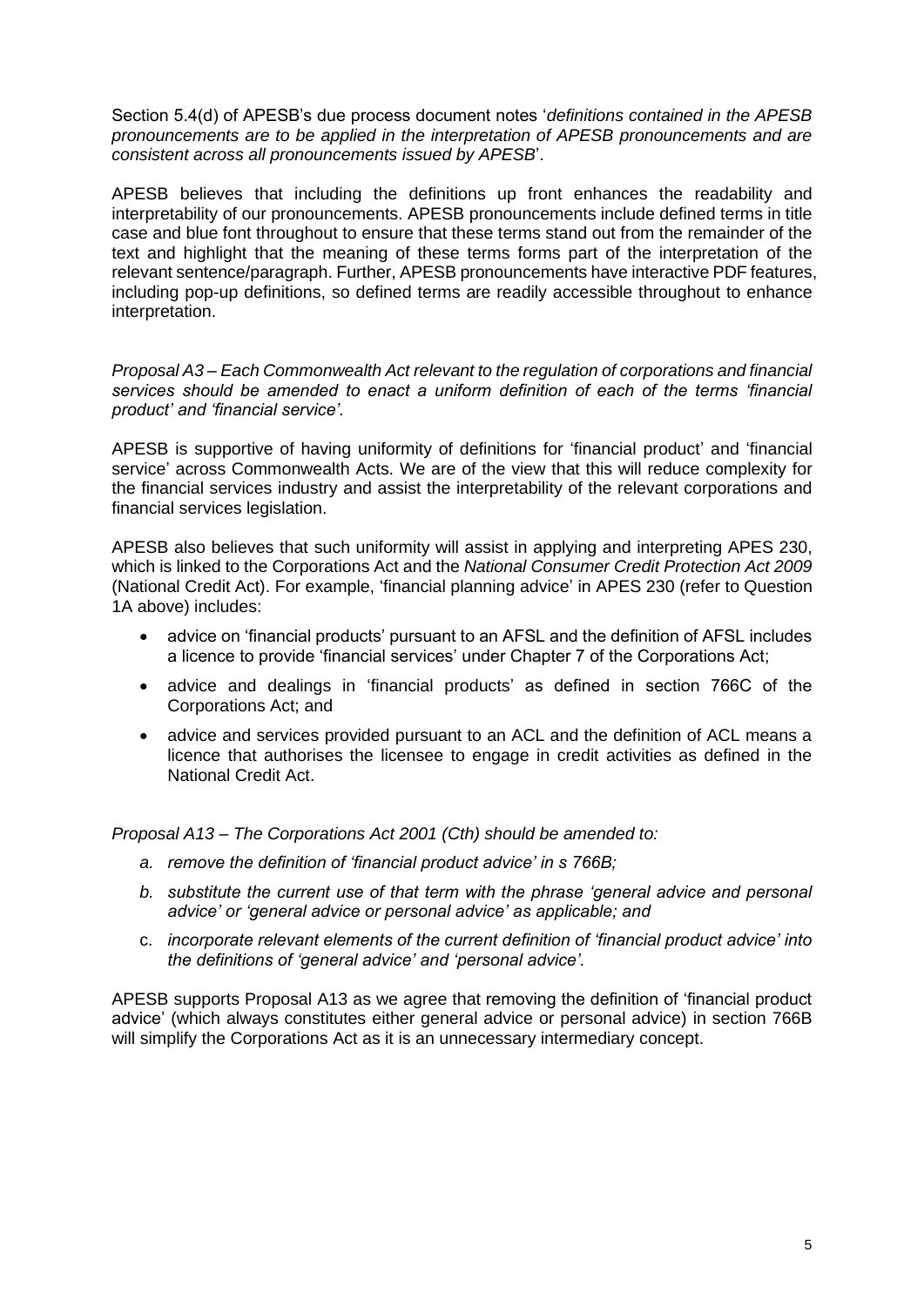Section 5.4(d) of APESB's due process document notes '*definitions contained in the APESB pronouncements are to be applied in the interpretation of APESB pronouncements and are consistent across all pronouncements issued by APESB*'.

APESB believes that including the definitions up front enhances the readability and interpretability of our pronouncements. APESB pronouncements include defined terms in title case and blue font throughout to ensure that these terms stand out from the remainder of the text and highlight that the meaning of these terms forms part of the interpretation of the relevant sentence/paragraph. Further, APESB pronouncements have interactive PDF features, including pop-up definitions, so defined terms are readily accessible throughout to enhance interpretation.

*Proposal A3 – Each Commonwealth Act relevant to the regulation of corporations and financial services should be amended to enact a uniform definition of each of the terms 'financial product' and 'financial service'.*

APESB is supportive of having uniformity of definitions for 'financial product' and 'financial service' across Commonwealth Acts. We are of the view that this will reduce complexity for the financial services industry and assist the interpretability of the relevant corporations and financial services legislation.

APESB also believes that such uniformity will assist in applying and interpreting APES 230, which is linked to the Corporations Act and the *National Consumer Credit Protection Act 2009* (National Credit Act). For example, 'financial planning advice' in APES 230 (refer to Question 1A above) includes:

- advice on 'financial products' pursuant to an AFSL and the definition of AFSL includes a licence to provide 'financial services' under Chapter 7 of the Corporations Act;
- advice and dealings in 'financial products' as defined in section 766C of the Corporations Act; and
- advice and services provided pursuant to an ACL and the definition of ACL means a licence that authorises the licensee to engage in credit activities as defined in the National Credit Act.

*Proposal A13 – The Corporations Act 2001 (Cth) should be amended to:*

*a. remove the definition of 'financial product advice' in s 766B;*

*b. substitute the current use of that term with the phrase 'general advice and personal advice' or 'general advice or personal advice' as applicable; and*

*c. incorporate relevant elements of the current definition of 'financial product advice' into the definitions of 'general advice' and 'personal advice'.*

APESB supports Proposal A13 as we agree that removing the definition of 'financial product advice' (which always constitutes either general advice or personal advice) in section 766B will simplify the Corporations Act as it is an unnecessary intermediary concept.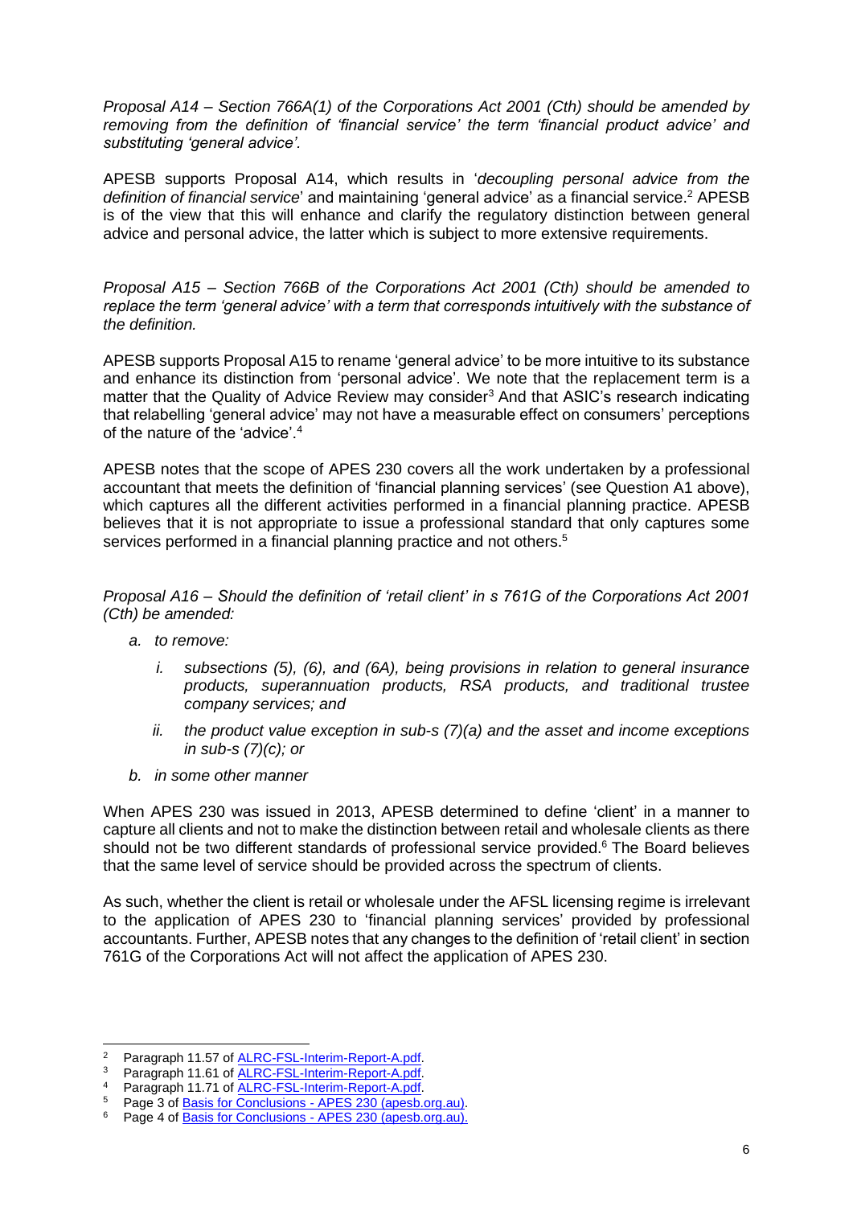*Proposal A14 – Section 766A(1) of the Corporations Act 2001 (Cth) should be amended by removing from the definition of 'financial service' the term 'financial product advice' and substituting 'general advice'.*

APESB supports Proposal A14, which results in '*decoupling personal advice from the definition of financial service*' and maintaining 'general advice' as a financial service.[2] APESB is of the view that this will enhance and clarify the regulatory distinction between general advice and personal advice, the latter which is subject to more extensive requirements.

*Proposal A15 – Section 766B of the Corporations Act 2001 (Cth) should be amended to replace the term 'general advice' with a term that corresponds intuitively with the substance of the definition.*

APESB supports Proposal A15 to rename 'general advice' to be more intuitive to its substance and enhance its distinction from 'personal advice'. We note that the replacement term is a matter that the Quality of Advice Review may consider[3] And that ASIC's research indicating that relabelling 'general advice' may not have a measurable effect on consumers' perceptions of the nature of the 'advice'.[4]

APESB notes that the scope of APES 230 covers all the work undertaken by a professional accountant that meets the definition of 'financial planning services' (see Question A1 above), which captures all the different activities performed in a financial planning practice. APESB believes that it is not appropriate to issue a professional standard that only captures some services performed in a financial planning practice and not others.[5]

*Proposal A16 – Should the definition of 'retail client' in s 761G of the Corporations Act 2001 (Cth) be amended:*

- *a. to remove:*
  - *i. subsections (5), (6), and (6A), being provisions in relation to general insurance products, superannuation products, RSA products, and traditional trustee company services; and*
  - *ii. the product value exception in sub-s (7)(a) and the asset and income exceptions in sub-s (7)(c); or*
- *b. in some other manner*

When APES 230 was issued in 2013, APESB determined to define 'client' in a manner to capture all clients and not to make the distinction between retail and wholesale clients as there should not be two different standards of professional service provided.[6] The Board believes that the same level of service should be provided across the spectrum of clients.

As such, whether the client is retail or wholesale under the AFSL licensing regime is irrelevant to the application of APES 230 to 'financial planning services' provided by professional accountants. Further, APESB notes that any changes to the definition of 'retail client' in section 761G of the Corporations Act will not affect the application of APES 230.

---

[2] Paragraph 11.57 of ALRC-FSL-Interim-Report-A.pdf.

[3] Paragraph 11.61 of ALRC-FSL-Interim-Report-A.pdf.

[4] Paragraph 11.71 of ALRC-FSL-Interim-Report-A.pdf.

[5] Page 3 of Basis for Conclusions - APES 230 (apesb.org.au).

[6] Page 4 of Basis for Conclusions - APES 230 (apesb.org.au).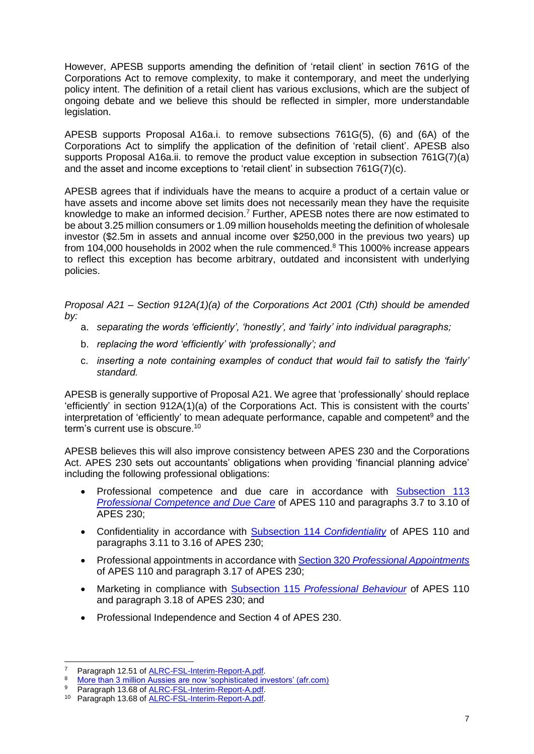However, APESB supports amending the definition of 'retail client' in section 761G of the Corporations Act to remove complexity, to make it contemporary, and meet the underlying policy intent. The definition of a retail client has various exclusions, which are the subject of ongoing debate and we believe this should be reflected in simpler, more understandable legislation.

APESB supports Proposal A16a.i. to remove subsections 761G(5), (6) and (6A) of the Corporations Act to simplify the application of the definition of 'retail client'. APESB also supports Proposal A16a.ii. to remove the product value exception in subsection 761G(7)(a) and the asset and income exceptions to 'retail client' in subsection 761G(7)(c).

APESB agrees that if individuals have the means to acquire a product of a certain value or have assets and income above set limits does not necessarily mean they have the requisite knowledge to make an informed decision.[7] Further, APESB notes there are now estimated to be about 3.25 million consumers or 1.09 million households meeting the definition of wholesale investor ($2.5m in assets and annual income over $250,000 in the previous two years) up from 104,000 households in 2002 when the rule commenced.[8] This 1000% increase appears to reflect this exception has become arbitrary, outdated and inconsistent with underlying policies.

*Proposal A21 – Section 912A(1)(a) of the Corporations Act 2001 (Cth) should be amended by:*

a. *separating the words 'efficiently', 'honestly', and 'fairly' into individual paragraphs;*
b. *replacing the word 'efficiently' with 'professionally'; and*
c. *inserting a note containing examples of conduct that would fail to satisfy the 'fairly' standard.*

APESB is generally supportive of Proposal A21. We agree that 'professionally' should replace 'efficiently' in section 912A(1)(a) of the Corporations Act. This is consistent with the courts' interpretation of 'efficiently' to mean adequate performance, capable and competent[9] and the term's current use is obscure.[10]

APESB believes this will also improve consistency between APES 230 and the Corporations Act. APES 230 sets out accountants' obligations when providing 'financial planning advice' including the following professional obligations:

- Professional competence and due care in accordance with Subsection 113 *Professional Competence and Due Care* of APES 110 and paragraphs 3.7 to 3.10 of APES 230;
- Confidentiality in accordance with Subsection 114 *Confidentiality* of APES 110 and paragraphs 3.11 to 3.16 of APES 230;
- Professional appointments in accordance with Section 320 *Professional Appointments* of APES 110 and paragraph 3.17 of APES 230;
- Marketing in compliance with Subsection 115 *Professional Behaviour* of APES 110 and paragraph 3.18 of APES 230; and
- Professional Independence and Section 4 of APES 230.

---

[7] Paragraph 12.51 of ALRC-FSL-Interim-Report-A.pdf.
[8] More than 3 million Aussies are now 'sophisticated investors' (afr.com)
[9] Paragraph 13.68 of ALRC-FSL-Interim-Report-A.pdf.
[10] Paragraph 13.68 of ALRC-FSL-Interim-Report-A.pdf.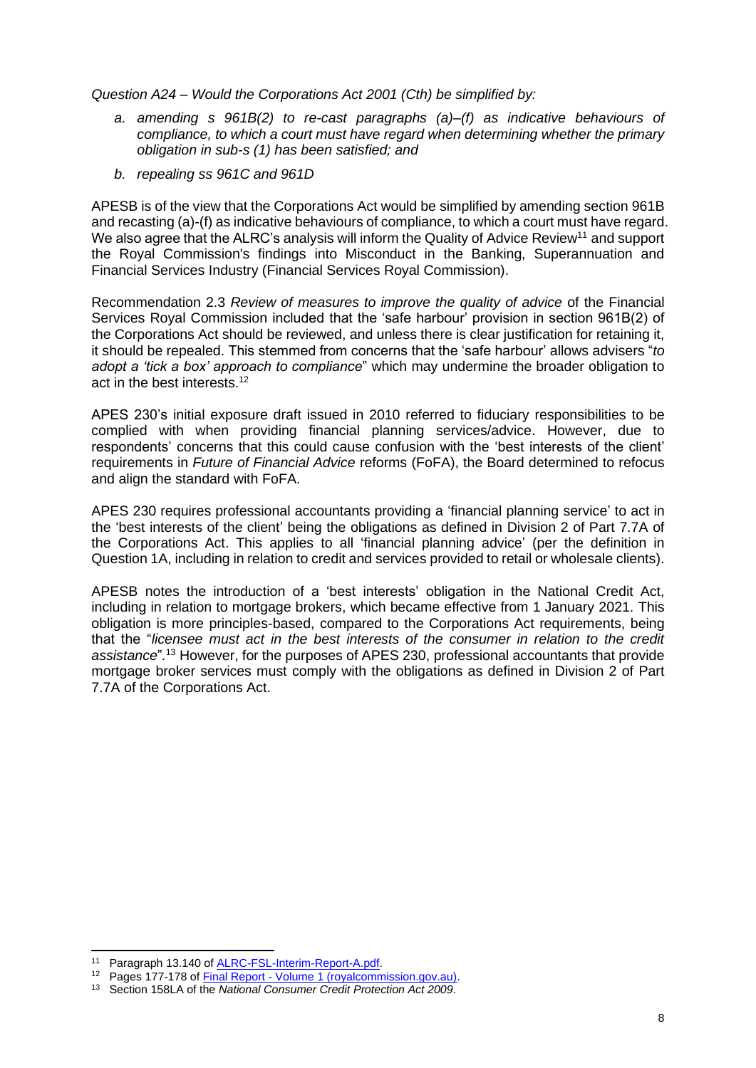*Question A24 – Would the Corporations Act 2001 (Cth) be simplified by:*

*a. amending s 961B(2) to re-cast paragraphs (a)–(f) as indicative behaviours of compliance, to which a court must have regard when determining whether the primary obligation in sub-s (1) has been satisfied; and*

*b. repealing ss 961C and 961D*

APESB is of the view that the Corporations Act would be simplified by amending section 961B and recasting (a)-(f) as indicative behaviours of compliance, to which a court must have regard. We also agree that the ALRC's analysis will inform the Quality of Advice Review[11] and support the Royal Commission's findings into Misconduct in the Banking, Superannuation and Financial Services Industry (Financial Services Royal Commission).

Recommendation 2.3 *Review of measures to improve the quality of advice* of the Financial Services Royal Commission included that the 'safe harbour' provision in section 961B(2) of the Corporations Act should be reviewed, and unless there is clear justification for retaining it, it should be repealed. This stemmed from concerns that the 'safe harbour' allows advisers "*to adopt a 'tick a box' approach to compliance*" which may undermine the broader obligation to act in the best interests.[12]

APES 230's initial exposure draft issued in 2010 referred to fiduciary responsibilities to be complied with when providing financial planning services/advice. However, due to respondents' concerns that this could cause confusion with the 'best interests of the client' requirements in *Future of Financial Advice* reforms (FoFA), the Board determined to refocus and align the standard with FoFA.

APES 230 requires professional accountants providing a 'financial planning service' to act in the 'best interests of the client' being the obligations as defined in Division 2 of Part 7.7A of the Corporations Act. This applies to all 'financial planning advice' (per the definition in Question 1A, including in relation to credit and services provided to retail or wholesale clients).

APESB notes the introduction of a 'best interests' obligation in the National Credit Act, including in relation to mortgage brokers, which became effective from 1 January 2021. This obligation is more principles-based, compared to the Corporations Act requirements, being that the "*licensee must act in the best interests of the consumer in relation to the credit assistance*".[13] However, for the purposes of APES 230, professional accountants that provide mortgage broker services must comply with the obligations as defined in Division 2 of Part 7.7A of the Corporations Act.

---

[11] Paragraph 13.140 of ALRC-FSL-Interim-Report-A.pdf.

[12] Pages 177-178 of Final Report - Volume 1 (royalcommission.gov.au).

[13] Section 158LA of the *National Consumer Credit Protection Act 2009*.